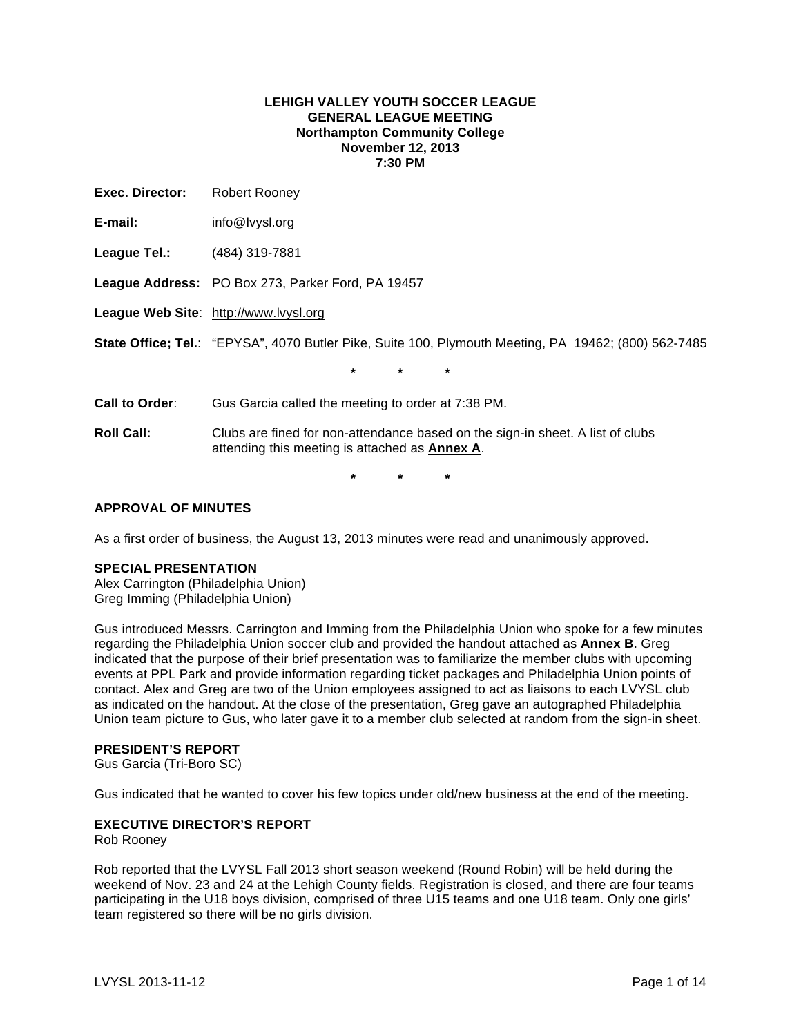**LEHIGH VALLEY YOUTH SOCCER LEAGUE**
**GENERAL LEAGUE MEETING**
**Northampton Community College**
**November 12, 2013**
**7:30 PM**

**Exec. Director:** Robert Rooney

**E-mail:** info@lvysl.org

**League Tel.:** (484) 319-7881

**League Address:** PO Box 273, Parker Ford, PA 19457

**League Web Site**: http://www.lvysl.org

**State Office; Tel.**: "EPYSA", 4070 Butler Pike, Suite 100, Plymouth Meeting, PA 19462; (800) 562-7485

\* \* \*

**Call to Order**: Gus Garcia called the meeting to order at 7:38 PM.

**Roll Call:** Clubs are fined for non-attendance based on the sign-in sheet. A list of clubs attending this meeting is attached as **Annex A**.

\* \* \*

### APPROVAL OF MINUTES

As a first order of business, the August 13, 2013 minutes were read and unanimously approved.

### SPECIAL PRESENTATION

Alex Carrington (Philadelphia Union)
Greg Imming (Philadelphia Union)

Gus introduced Messrs. Carrington and Imming from the Philadelphia Union who spoke for a few minutes regarding the Philadelphia Union soccer club and provided the handout attached as **Annex B**. Greg indicated that the purpose of their brief presentation was to familiarize the member clubs with upcoming events at PPL Park and provide information regarding ticket packages and Philadelphia Union points of contact. Alex and Greg are two of the Union employees assigned to act as liaisons to each LVYSL club as indicated on the handout. At the close of the presentation, Greg gave an autographed Philadelphia Union team picture to Gus, who later gave it to a member club selected at random from the sign-in sheet.

### PRESIDENT'S REPORT

Gus Garcia (Tri-Boro SC)

Gus indicated that he wanted to cover his few topics under old/new business at the end of the meeting.

### EXECUTIVE DIRECTOR'S REPORT

Rob Rooney

Rob reported that the LVYSL Fall 2013 short season weekend (Round Robin) will be held during the weekend of Nov. 23 and 24 at the Lehigh County fields. Registration is closed, and there are four teams participating in the U18 boys division, comprised of three U15 teams and one U18 team. Only one girls' team registered so there will be no girls division.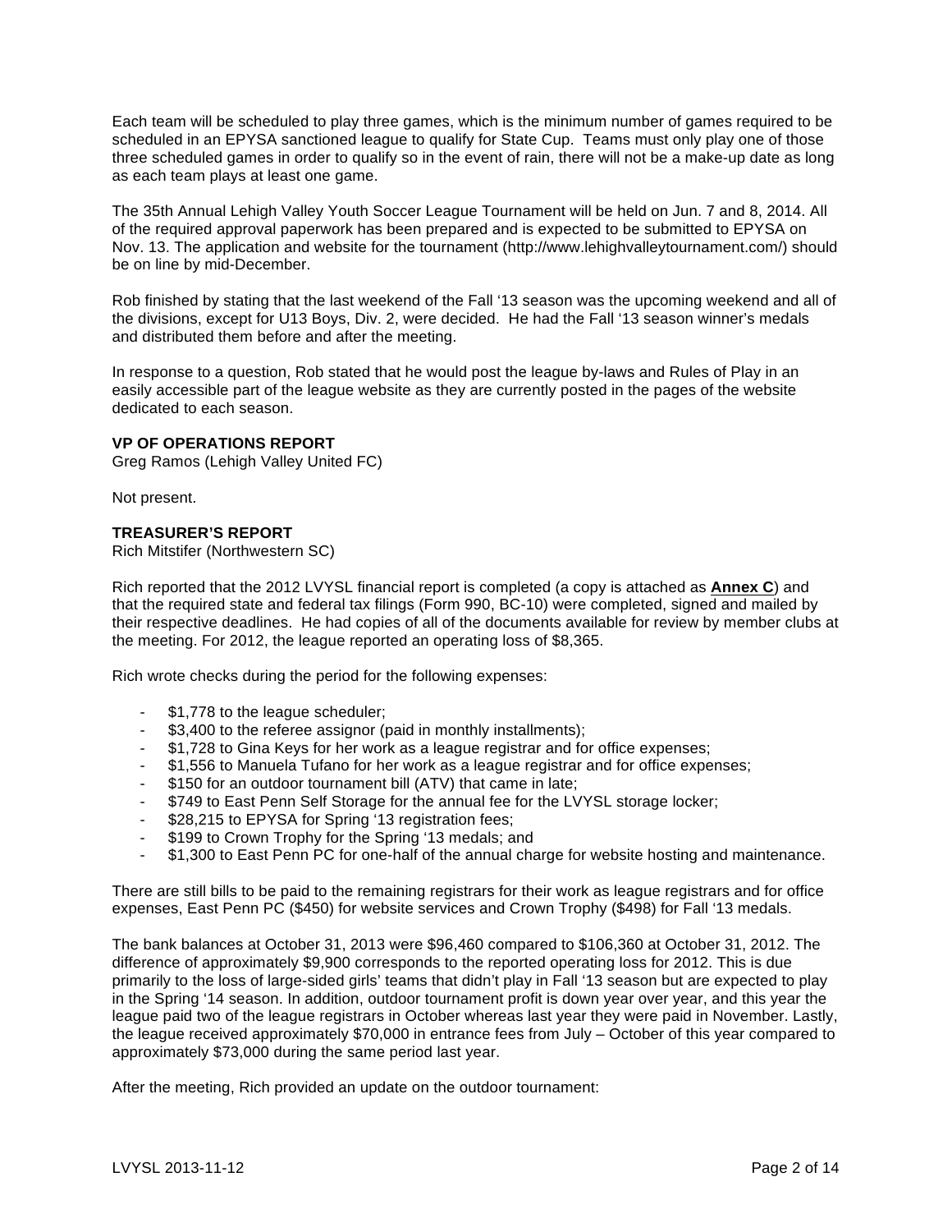Each team will be scheduled to play three games, which is the minimum number of games required to be scheduled in an EPYSA sanctioned league to qualify for State Cup. Teams must only play one of those three scheduled games in order to qualify so in the event of rain, there will not be a make-up date as long as each team plays at least one game.

The 35th Annual Lehigh Valley Youth Soccer League Tournament will be held on Jun. 7 and 8, 2014. All of the required approval paperwork has been prepared and is expected to be submitted to EPYSA on Nov. 13. The application and website for the tournament (http://www.lehighvalleytournament.com/) should be on line by mid-December.

Rob finished by stating that the last weekend of the Fall '13 season was the upcoming weekend and all of the divisions, except for U13 Boys, Div. 2, were decided. He had the Fall '13 season winner's medals and distributed them before and after the meeting.

In response to a question, Rob stated that he would post the league by-laws and Rules of Play in an easily accessible part of the league website as they are currently posted in the pages of the website dedicated to each season.

**VP OF OPERATIONS REPORT**
Greg Ramos (Lehigh Valley United FC)

Not present.

**TREASURER'S REPORT**
Rich Mitstifer (Northwestern SC)

Rich reported that the 2012 LVYSL financial report is completed (a copy is attached as **Annex C**) and that the required state and federal tax filings (Form 990, BC-10) were completed, signed and mailed by their respective deadlines. He had copies of all of the documents available for review by member clubs at the meeting. For 2012, the league reported an operating loss of $8,365.

Rich wrote checks during the period for the following expenses:

- $1,778 to the league scheduler;
- $3,400 to the referee assignor (paid in monthly installments);
- $1,728 to Gina Keys for her work as a league registrar and for office expenses;
- $1,556 to Manuela Tufano for her work as a league registrar and for office expenses;
- $150 for an outdoor tournament bill (ATV) that came in late;
- $749 to East Penn Self Storage for the annual fee for the LVYSL storage locker;
- $28,215 to EPYSA for Spring '13 registration fees;
- $199 to Crown Trophy for the Spring '13 medals; and
- $1,300 to East Penn PC for one-half of the annual charge for website hosting and maintenance.

There are still bills to be paid to the remaining registrars for their work as league registrars and for office expenses, East Penn PC ($450) for website services and Crown Trophy ($498) for Fall '13 medals.

The bank balances at October 31, 2013 were $96,460 compared to $106,360 at October 31, 2012. The difference of approximately $9,900 corresponds to the reported operating loss for 2012. This is due primarily to the loss of large-sided girls' teams that didn't play in Fall '13 season but are expected to play in the Spring '14 season. In addition, outdoor tournament profit is down year over year, and this year the league paid two of the league registrars in October whereas last year they were paid in November. Lastly, the league received approximately $70,000 in entrance fees from July – October of this year compared to approximately $73,000 during the same period last year.

After the meeting, Rich provided an update on the outdoor tournament: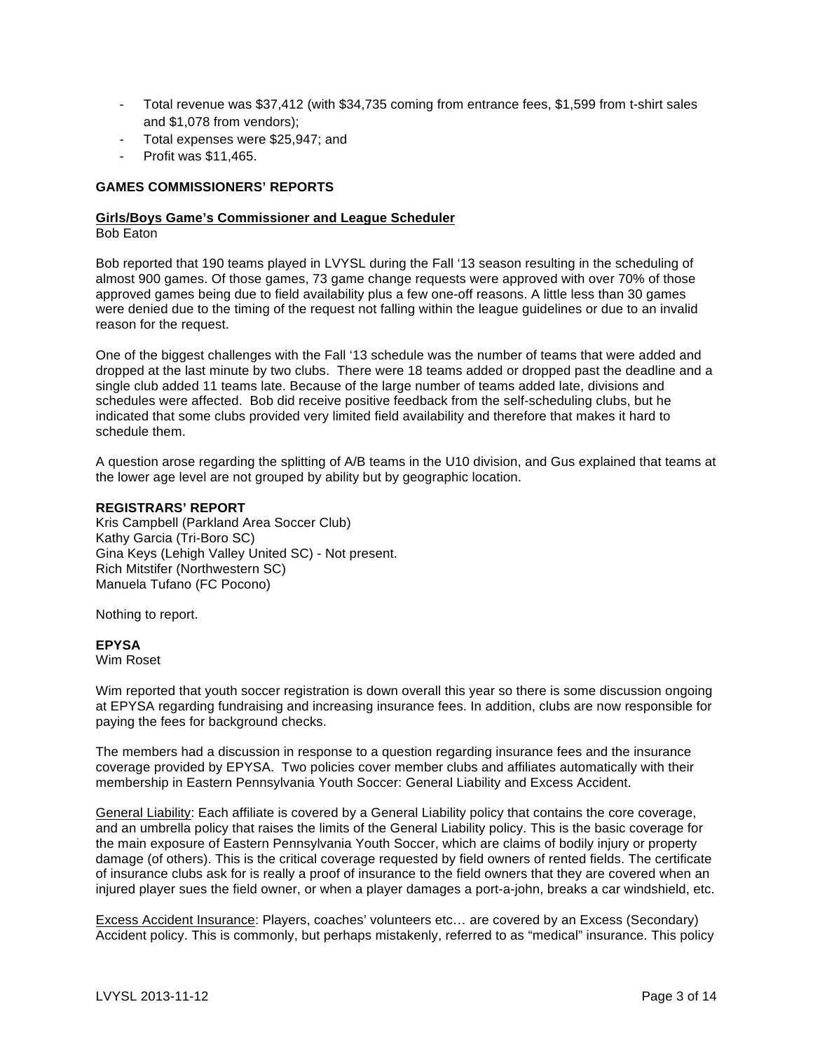- Total revenue was $37,412 (with $34,735 coming from entrance fees, $1,599 from t-shirt sales and $1,078 from vendors);
- Total expenses were $25,947; and
- Profit was $11,465.

**GAMES COMMISSIONERS' REPORTS**

**Girls/Boys Game's Commissioner and League Scheduler**
Bob Eaton

Bob reported that 190 teams played in LVYSL during the Fall '13 season resulting in the scheduling of almost 900 games. Of those games, 73 game change requests were approved with over 70% of those approved games being due to field availability plus a few one-off reasons. A little less than 30 games were denied due to the timing of the request not falling within the league guidelines or due to an invalid reason for the request.

One of the biggest challenges with the Fall '13 schedule was the number of teams that were added and dropped at the last minute by two clubs. There were 18 teams added or dropped past the deadline and a single club added 11 teams late. Because of the large number of teams added late, divisions and schedules were affected. Bob did receive positive feedback from the self-scheduling clubs, but he indicated that some clubs provided very limited field availability and therefore that makes it hard to schedule them.

A question arose regarding the splitting of A/B teams in the U10 division, and Gus explained that teams at the lower age level are not grouped by ability but by geographic location.

**REGISTRARS' REPORT**
Kris Campbell (Parkland Area Soccer Club)
Kathy Garcia (Tri-Boro SC)
Gina Keys (Lehigh Valley United SC) - Not present.
Rich Mitstifer (Northwestern SC)
Manuela Tufano (FC Pocono)

Nothing to report.

**EPYSA**
Wim Roset

Wim reported that youth soccer registration is down overall this year so there is some discussion ongoing at EPYSA regarding fundraising and increasing insurance fees. In addition, clubs are now responsible for paying the fees for background checks.

The members had a discussion in response to a question regarding insurance fees and the insurance coverage provided by EPYSA. Two policies cover member clubs and affiliates automatically with their membership in Eastern Pennsylvania Youth Soccer: General Liability and Excess Accident.

General Liability: Each affiliate is covered by a General Liability policy that contains the core coverage, and an umbrella policy that raises the limits of the General Liability policy. This is the basic coverage for the main exposure of Eastern Pennsylvania Youth Soccer, which are claims of bodily injury or property damage (of others). This is the critical coverage requested by field owners of rented fields. The certificate of insurance clubs ask for is really a proof of insurance to the field owners that they are covered when an injured player sues the field owner, or when a player damages a port-a-john, breaks a car windshield, etc.

Excess Accident Insurance: Players, coaches' volunteers etc… are covered by an Excess (Secondary) Accident policy. This is commonly, but perhaps mistakenly, referred to as "medical" insurance. This policy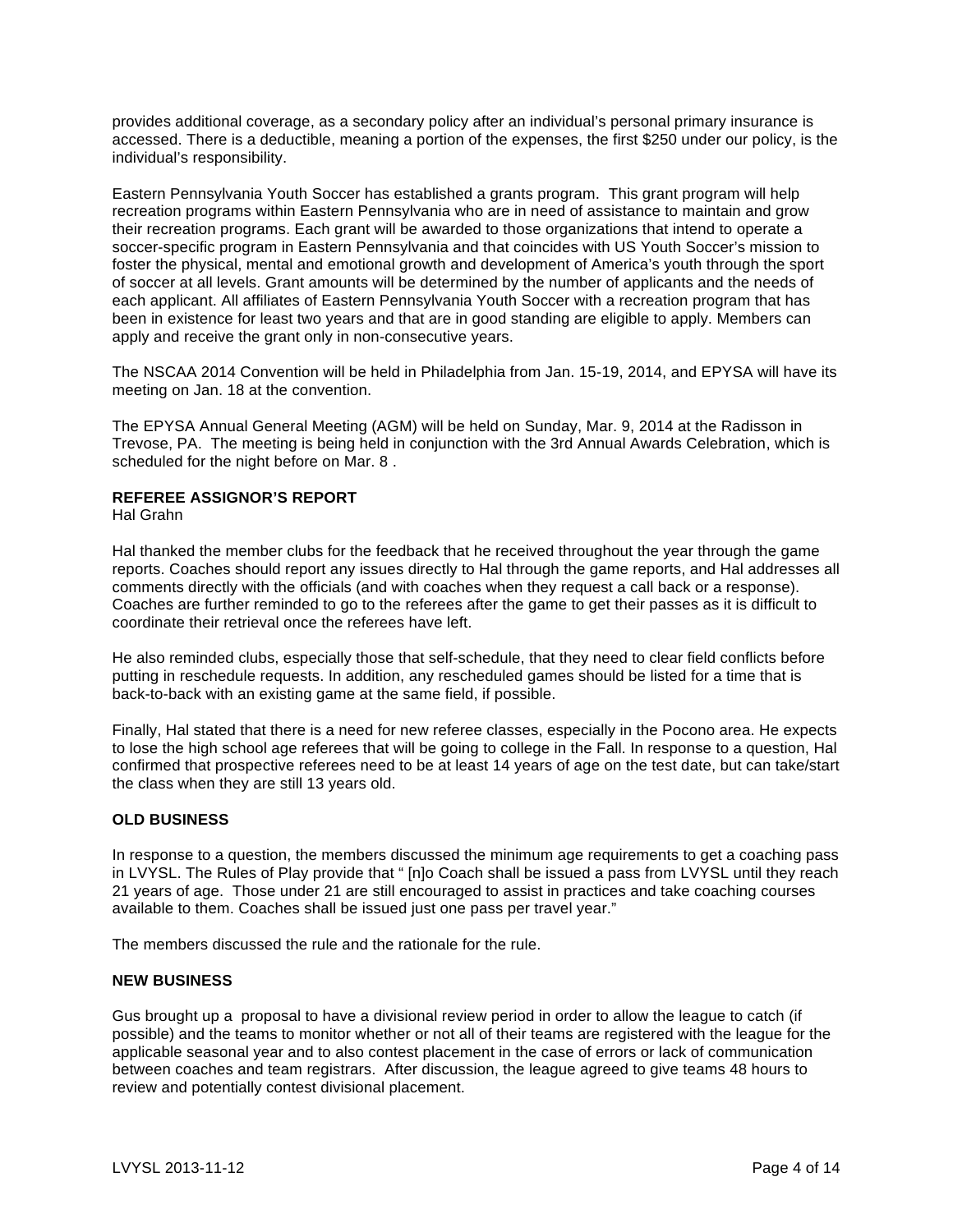provides additional coverage, as a secondary policy after an individual's personal primary insurance is accessed. There is a deductible, meaning a portion of the expenses, the first $250 under our policy, is the individual's responsibility.

Eastern Pennsylvania Youth Soccer has established a grants program. This grant program will help recreation programs within Eastern Pennsylvania who are in need of assistance to maintain and grow their recreation programs. Each grant will be awarded to those organizations that intend to operate a soccer-specific program in Eastern Pennsylvania and that coincides with US Youth Soccer's mission to foster the physical, mental and emotional growth and development of America's youth through the sport of soccer at all levels. Grant amounts will be determined by the number of applicants and the needs of each applicant. All affiliates of Eastern Pennsylvania Youth Soccer with a recreation program that has been in existence for least two years and that are in good standing are eligible to apply. Members can apply and receive the grant only in non-consecutive years.

The NSCAA 2014 Convention will be held in Philadelphia from Jan. 15-19, 2014, and EPYSA will have its meeting on Jan. 18 at the convention.

The EPYSA Annual General Meeting (AGM) will be held on Sunday, Mar. 9, 2014 at the Radisson in Trevose, PA. The meeting is being held in conjunction with the 3rd Annual Awards Celebration, which is scheduled for the night before on Mar. 8 .

**REFEREE ASSIGNOR'S REPORT**
Hal Grahn

Hal thanked the member clubs for the feedback that he received throughout the year through the game reports. Coaches should report any issues directly to Hal through the game reports, and Hal addresses all comments directly with the officials (and with coaches when they request a call back or a response). Coaches are further reminded to go to the referees after the game to get their passes as it is difficult to coordinate their retrieval once the referees have left.

He also reminded clubs, especially those that self-schedule, that they need to clear field conflicts before putting in reschedule requests. In addition, any rescheduled games should be listed for a time that is back-to-back with an existing game at the same field, if possible.

Finally, Hal stated that there is a need for new referee classes, especially in the Pocono area. He expects to lose the high school age referees that will be going to college in the Fall. In response to a question, Hal confirmed that prospective referees need to be at least 14 years of age on the test date, but can take/start the class when they are still 13 years old.

**OLD BUSINESS**

In response to a question, the members discussed the minimum age requirements to get a coaching pass in LVYSL. The Rules of Play provide that " [n]o Coach shall be issued a pass from LVYSL until they reach 21 years of age. Those under 21 are still encouraged to assist in practices and take coaching courses available to them. Coaches shall be issued just one pass per travel year."

The members discussed the rule and the rationale for the rule.

**NEW BUSINESS**

Gus brought up a proposal to have a divisional review period in order to allow the league to catch (if possible) and the teams to monitor whether or not all of their teams are registered with the league for the applicable seasonal year and to also contest placement in the case of errors or lack of communication between coaches and team registrars. After discussion, the league agreed to give teams 48 hours to review and potentially contest divisional placement.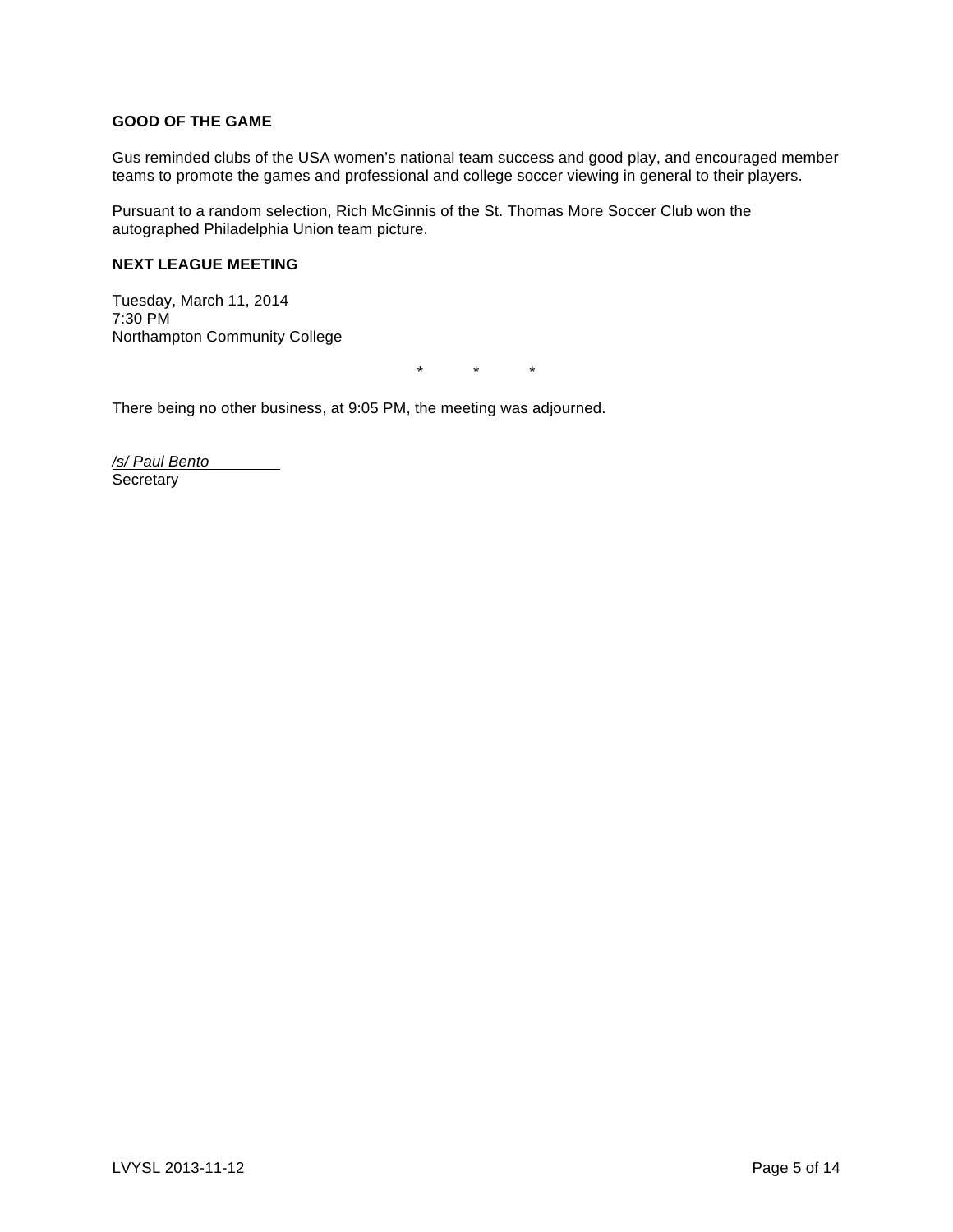**GOOD OF THE GAME**

Gus reminded clubs of the USA women's national team success and good play, and encouraged member teams to promote the games and professional and college soccer viewing in general to their players.

Pursuant to a random selection, Rich McGinnis of the St. Thomas More Soccer Club won the autographed Philadelphia Union team picture.

**NEXT LEAGUE MEETING**

Tuesday, March 11, 2014
7:30 PM
Northampton Community College

\* \* \*

There being no other business, at 9:05 PM, the meeting was adjourned.

*/s/ Paul Bento*
Secretary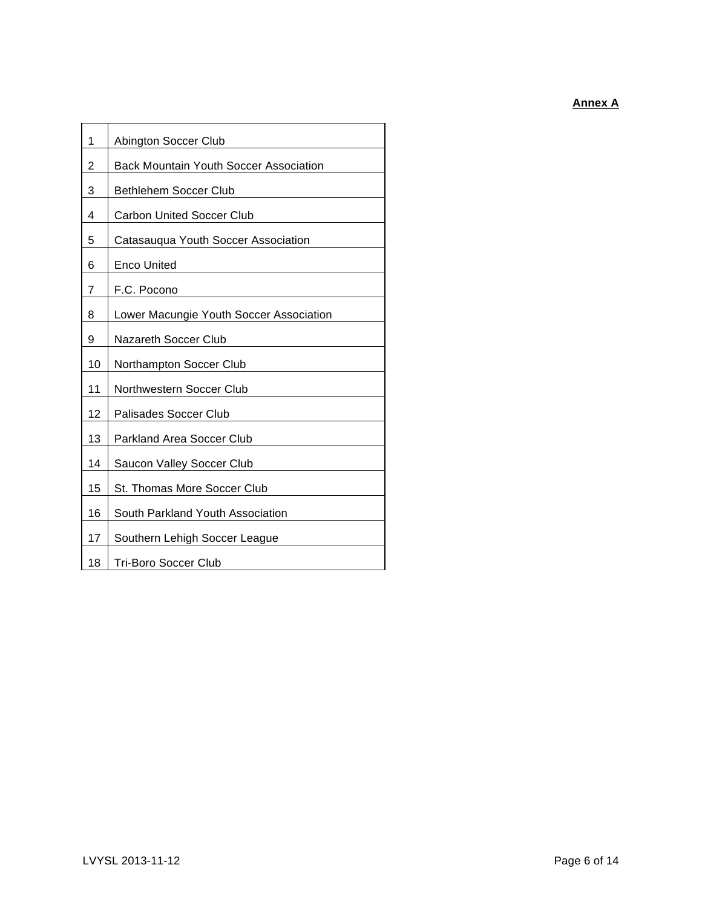**Annex A**

| | |
|---|---|
| 1 | Abington Soccer Club |
| 2 | Back Mountain Youth Soccer Association |
| 3 | Bethlehem Soccer Club |
| 4 | Carbon United Soccer Club |
| 5 | Catasauqua Youth Soccer Association |
| 6 | Enco United |
| 7 | F.C. Pocono |
| 8 | Lower Macungie Youth Soccer Association |
| 9 | Nazareth Soccer Club |
| 10 | Northampton Soccer Club |
| 11 | Northwestern Soccer Club |
| 12 | Palisades Soccer Club |
| 13 | Parkland Area Soccer Club |
| 14 | Saucon Valley Soccer Club |
| 15 | St. Thomas More Soccer Club |
| 16 | South Parkland Youth Association |
| 17 | Southern Lehigh Soccer League |
| 18 | Tri-Boro Soccer Club |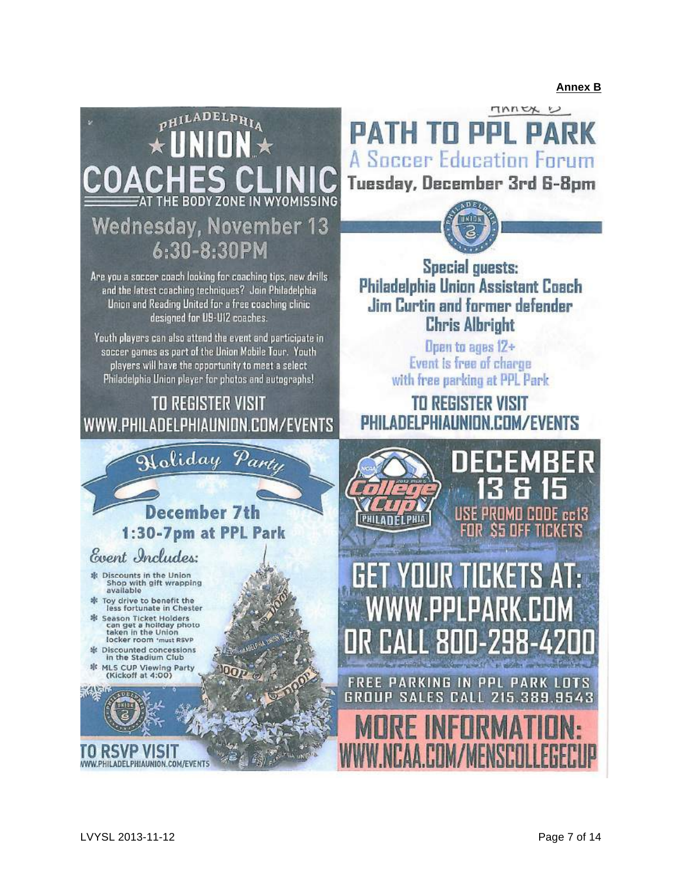**Annex B**

# PHILADELPHIA UNION COACHES CLINIC

AT THE BODY ZONE IN WYOMISSING

## Wednesday, November 13
## 6:30-8:30PM

Are you a soccer coach looking for coaching tips, new drills and the latest coaching techniques? Join Philadelphia Union and Reading United for a free coaching clinic designed for U9-U12 coaches.

Youth players can also attend the event and participate in soccer games as part of the Union Mobile Tour. Youth players will have the opportunity to meet a select Philadelphia Union player for photos and autographs!

**TO REGISTER VISIT WWW.PHILADELPHIAUNION.COM/EVENTS**

# PATH TO PPL PARK

## A Soccer Education Forum

**Tuesday, December 3rd 6-8pm**

**Special guests: Philadelphia Union Assistant Coach Jim Curtin and former defender Chris Albright**

Open to ages 12+
Event is free of charge with free parking at PPL Park

**TO REGISTER VISIT PHILADELPHIAUNION.COM/EVENTS**

# Holiday Party

## December 7th
## 1:30-7pm at PPL Park

*Event Includes:*

- Discounts in the Union Shop with gift wrapping available
- Toy drive to benefit the less fortunate in Chester
- Season Ticket Holders can get a holiday photo taken in the Union locker room *must RSVP
- Discounted concessions in the Stadium Club
- MLS CUP Viewing Party (Kickoff at 4:00)

**TO RSVP VISIT WWW.PHILADELPHIAUNION.COM/EVENTS**

# College Cup Philadelphia

## DECEMBER 13 & 15

USE PROMO CODE cc13 FOR $5 OFF TICKETS

**GET YOUR TICKETS AT: WWW.PPLPARK.COM OR CALL 800-298-4200**

FREE PARKING IN PPL PARK LOTS
GROUP SALES CALL 215.389.9543

**MORE INFORMATION: WWW.NCAA.COM/MENSCOLLEGECUP**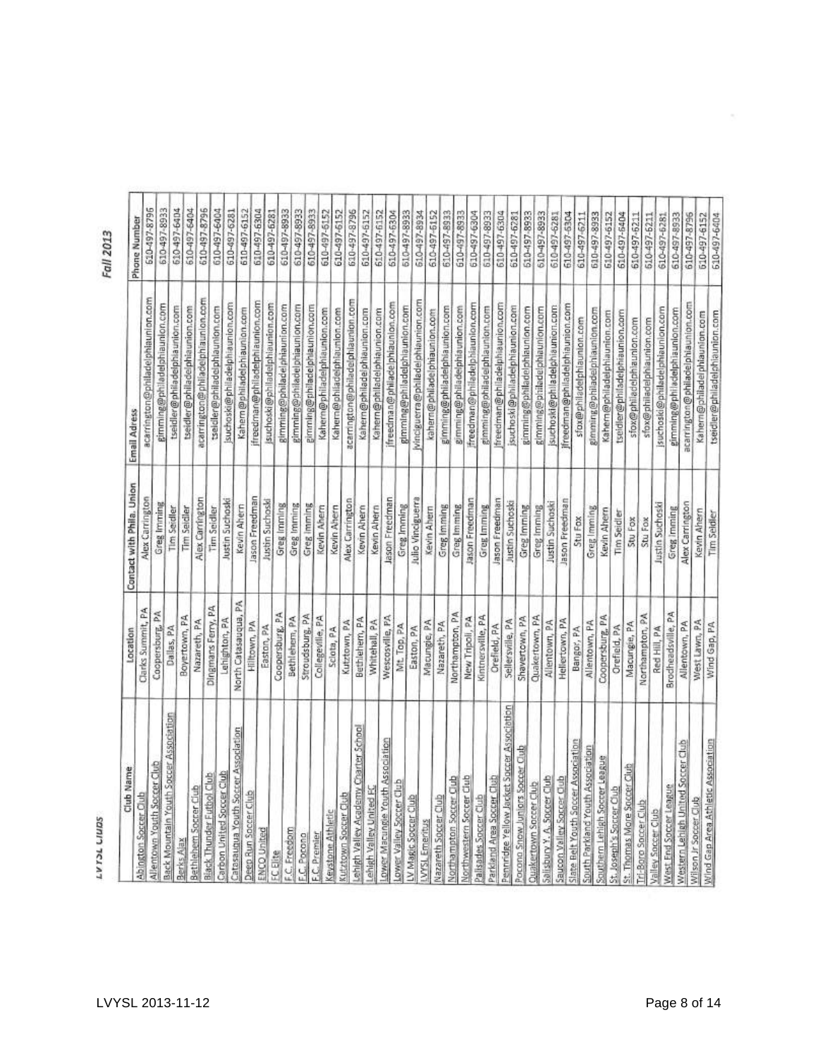## LVYSL Clubs

**Fall 2013**

| Club Name | Location | Contact with Phila. Union | Email Adress | Phone Number |
|---|---|---|---|---|
| Abington Soccer Club | Clarks Summit, PA | Alex Carrington | acarrington@philadelphiaunion.com | 610-497-8796 |
| Allentown Youth Soccer Club | Coopersburg, PA | Greg Imming | gimming@philadelphiaunion.com | 610-497-8933 |
| Back Mountain Youth Soccer Association | Dallas, PA | Tim Seidler | tseidler@philadelphiaunion.com | 610-497-6404 |
| Berks Ajax | Boyertown, PA | Tim Seidler | tseidler@philadelphiaunion.com | 610-497-6404 |
| Bethlehem Soccer Club | Nazareth, PA | Alex Carrington | acarrington@philadelphiaunion.com | 610-497-8796 |
| Black Thunder Futbol Club | Dingmans Ferry, PA | Tim Seidler | tseidler@philadelphiaunion.com | 610-497-6404 |
| Carbon United Soccer Club | Lehighton, PA | Justin Suchoski | jsuchoski@philadelphiaunion.com | 610-497-6281 |
| Catasauqua Youth Soccer Association | North Catasauqua, PA | Kevin Ahern | Kahern@philadelphiaunion.com | 610-497-6152 |
| Deep Run Soccer Club | Hilltown, PA | Jason Freedman | jfreedman@philadelphiaunion.com | 610-497-6304 |
| ENCO United | Easton, PA | Justin Suchoski | jsuchoski@philadelphiaunion.com | 610-497-6281 |
| FC Elite | Coopersburg, PA | Greg Imming | gimming@philadelphiaunion.com | 610-497-8933 |
| F.C. Freedom | Bethlehem, PA | Greg Imming | gimming@philadelphiaunion.com | 610-497-8933 |
| F.C. Pocono | Stroudsburg, PA | Greg Imming | gimming@philadelphiaunion.com | 610-497-8933 |
| F.C. Premier | Collegeville, PA | Kevin Ahern | Kahern@philadelphiaunion.com | 610-497-6152 |
| Keystone Athletic | Sciota, PA | Kevin Ahern | Kahern@philadelphiaunion.com | 610-497-6152 |
| Kutztown Soccer Club | Kutztown, PA | Alex Carrington | acarrington@philadelphiaunion.com | 610-497-8796 |
| Lehigh Valley Academy Charter School | Bethlehem, PA | Kevin Ahern | Kahern@philadelphiaunion.com | 610-497-6152 |
| Lehigh Valley United FC | Whitehall, PA | Kevin Ahern | Kahern@philadelphiaunion.com | 610-497-6152 |
| Lower Macungie Youth Association | Wescosville, PA | Jason Freedman | jfreedman@philadelphiaunion.com | 610-497-6304 |
| Lower Valley Soccer Club | Mt. Top, PA | Greg Imming | gimming@philadelphiaunion.com | 610-497-8933 |
| LV Magic Soccer Club | Easton, PA | Julio Vinciguerra | jvinciguerra@philadelphiaunion.com | 610-497-8934 |
| LVYSL Emeritus | Macungie, PA | Kevin Ahern | kahern@philadelphiaunion.com | 610-497-6152 |
| Nazareth Soccer Club | Nazareth, PA | Greg Imming | gimming@philadelphiaunion.com | 610-497-8933 |
| Northampton Soccer Club | Northampton, PA | Greg Imming | gimming@philadelphiaunion.com | 610-497-8933 |
| Northwestern Soccer Club | New Tripoli, PA | Jason Freedman | jfreedman@philadelphiaunion.com | 610-497-6304 |
| Palisades Soccer Club | Kintnersville, PA | Greg Imming | gimming@philadelphiaunion.com | 610-497-8933 |
| Parkland Area Soccer Club | Orefield, PA | Jason Freedman | jfreedman@philadelphiaunion.com | 610-497-6304 |
| Pennridge Yellow Jacket Soccer Association | Sellersville, PA | Justin Suchoski | jsuchoski@philadelphiaunion.com | 610-497-6281 |
| Pocono Snow Juniors Soccer Club | Shavertown, PA | Greg Imming | gimming@philadelphiaunion.com | 610-497-8933 |
| Quakertown Soccer Club | Quakertown, PA | Greg Imming | gimming@philadelphiaunion.com | 610-497-8933 |
| Salisbury Y. A. Soccer Club | Allentown, PA | Justin Suchoski | jsuchoski@philadelphiaunion.com | 610-497-6281 |
| Saucon Valley Soccer Club | Hellertown, PA | Jason Freedman | jfreedman@philadelphiaunion.com | 610-497-6304 |
| Slate Belt Youth Soccer Association | Bangor, PA | Stu Fox | sfox@philadelphiaunion.com | 610-497-6211 |
| South Parkland Youth Association | Allentown, PA | Greg Imming | gimming@philadelphiaunion.com | 610-497-8933 |
| Southern Lehigh Soccer League | Coopersburg, PA | Kevin Ahern | Kahern@philadelphiaunion.com | 610-497-6152 |
| St. Joseph's Soccer Club | Orefield, PA | Tim Seidler | tseidler@philadelphiaunion.com | 610-497-6404 |
| St. Thomas More Soccer Club | Macungie, PA | Stu Fox | sfox@philadelphiaunion.com | 610-497-6211 |
| Tri-Boro Soccer Club | Northampton, PA | Stu Fox | sfox@philadelphiaunion.com | 610-497-6211 |
| Valley Soccer Club | Red Hill, PA | Justin Suchoski | jsuchoski@philadelphiaunion.com | 610-497-6281 |
| West End Soccer League | Brodheadsville, PA | Greg Imming | gimming@philadelphiaunion.com | 610-497-8933 |
| Western Lehigh United Soccer Club | Allentown, PA | Alex Carrington | acarrington@philadelphiaunion.com | 610-497-8796 |
| Wilson Jr Soccer Club | West Lawn, PA | Kevin Ahern | Kahern@philadelphiaunion.com | 610-497-6152 |
| Wind Gap Area Athletic Association | Wind Gap, PA | Tim Seidler | tseidler@philadelphiaunion.com | 610-497-6404 |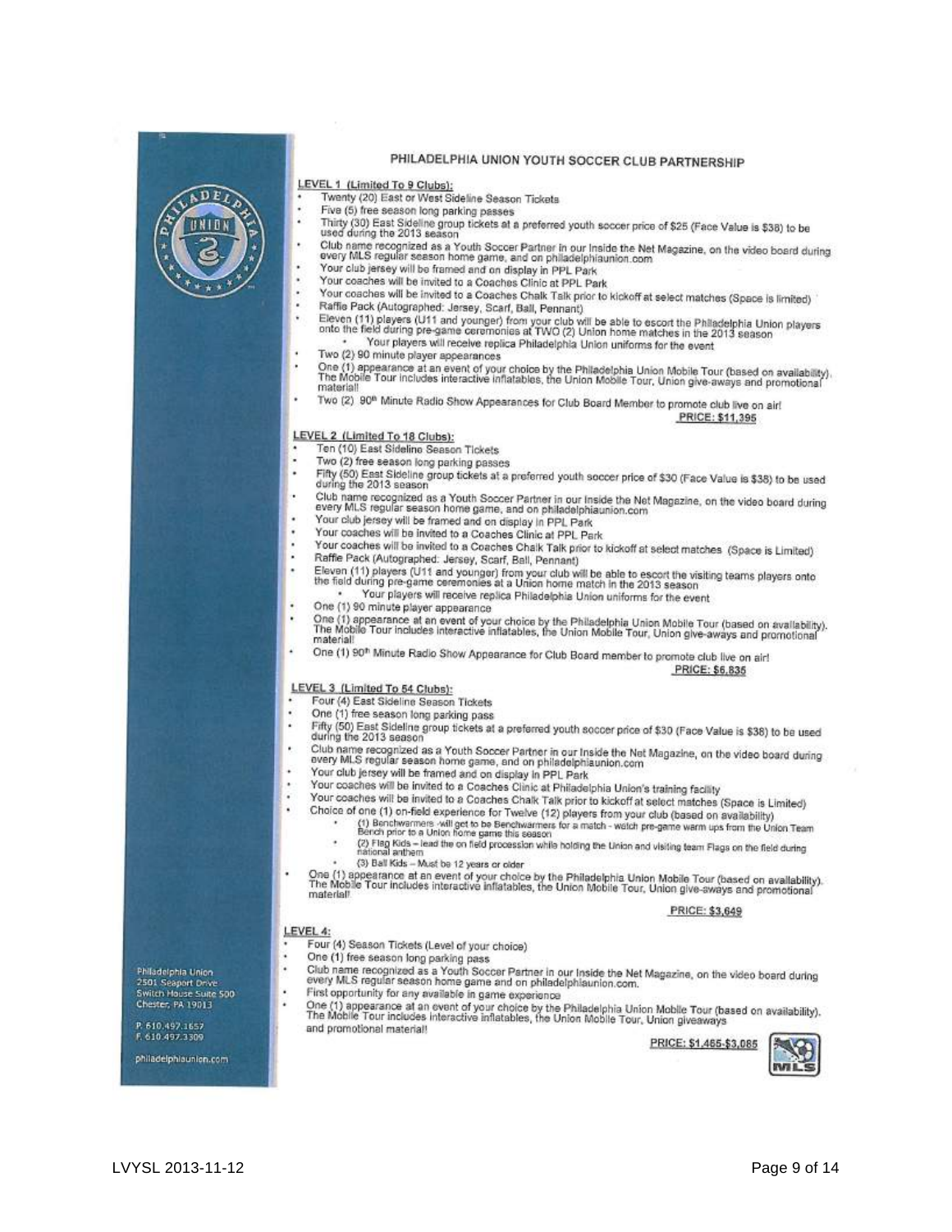Philadelphia Union
2501 Seaport Drive
Switch House Suite 500
Chester, PA 19013

P. 610.497.1657
F. 610.497.3309

philadelphiaunion.com

# PHILADELPHIA UNION YOUTH SOCCER CLUB PARTNERSHIP

## LEVEL 1 (Limited To 9 Clubs):

- Twenty (20) East or West Sideline Season Tickets
- Five (5) free season long parking passes
- Thirty (30) East Sideline group tickets at a preferred youth soccer price of $25 (Face Value is $38) to be used during the 2013 season
- Club name recognized as a Youth Soccer Partner in our Inside the Net Magazine, on the video board during every MLS regular season home game, and on philadelphiaunion.com
- Your club jersey will be framed and on display in PPL Park
- Your coaches will be invited to a Coaches Clinic at PPL Park
- Your coaches will be invited to a Coaches Chalk Talk prior to kickoff at select matches (Space is limited)
- Raffle Pack (Autographed: Jersey, Scarf, Ball, Pennant)
- Eleven (11) players (U11 and younger) from your club will be able to escort the Philadelphia Union players onto the field during pre-game ceremonies at TWO (2) Union home matches in the 2013 season
  - Your players will receive replica Philadelphia Union uniforms for the event
- Two (2) 90 minute player appearances
- One (1) appearance at an event of your choice by the Philadelphia Union Mobile Tour (based on availability). The Mobile Tour includes interactive inflatables, the Union Mobile Tour, Union give-aways and promotional material!
- Two (2) 90th Minute Radio Show Appearances for Club Board Member to promote club live on air!

**PRICE: $11,395**

## LEVEL 2 (Limited To 18 Clubs):

- Ten (10) East Sideline Season Tickets
- Two (2) free season long parking passes
- Fifty (50) East Sideline group tickets at a preferred youth soccer price of $30 (Face Value is $38) to be used during the 2013 season
- Club name recognized as a Youth Soccer Partner in our Inside the Net Magazine, on the video board during every MLS regular season home game, and on philadelphiaunion.com
- Your club jersey will be framed and on display in PPL Park
- Your coaches will be invited to a Coaches Clinic at PPL Park
- Your coaches will be invited to a Coaches Chalk Talk prior to kickoff at select matches (Space is Limited)
- Raffle Pack (Autographed: Jersey, Scarf, Ball, Pennant)
- Eleven (11) players (U11 and younger) from your club will be able to escort the visiting teams players onto the field during pre-game ceremonies at a Union home match in the 2013 season
  - Your players will receive replica Philadelphia Union uniforms for the event
- One (1) 90 minute player appearance
- One (1) appearance at an event of your choice by the Philadelphia Union Mobile Tour (based on availability). The Mobile Tour includes interactive inflatables, the Union Mobile Tour, Union give-aways and promotional material!
- One (1) 90th Minute Radio Show Appearance for Club Board member to promote club live on air!

**PRICE: $6,835**

## LEVEL 3 (Limited To 54 Clubs):

- Four (4) East Sideline Season Tickets
- One (1) free season long parking pass
- Fifty (50) East Sideline group tickets at a preferred youth soccer price of $30 (Face Value is $38) to be used during the 2013 season
- Club name recognized as a Youth Soccer Partner in our Inside the Net Magazine, on the video board during every MLS regular season home game, and on philadelphiaunion.com
- Your club jersey will be framed and on display in PPL Park
- Your coaches will be invited to a Coaches Clinic at Philadelphia Union's training facility
- Your coaches will be invited to a Coaches Chalk Talk prior to kickoff at select matches (Space is Limited)
- Choice of one (1) on-field experience for Twelve (12) players from your club (based on availability)
  - (1) Benchwarmers -will get to be Benchwarmers for a match - watch pre-game warm ups from the Union Team Bench prior to a Union home game this season
  - (2) Flag Kids – lead the on field procession while holding the Union and visiting team Flags on the field during national anthem
  - (3) Ball Kids – Must be 12 years or older
- One (1) appearance at an event of your choice by the Philadelphia Union Mobile Tour (based on availability). The Mobile Tour includes interactive inflatables, the Union Mobile Tour, Union give-aways and promotional material!

**PRICE: $3,649**

## LEVEL 4:

- Four (4) Season Tickets (Level of your choice)
- One (1) free season long parking pass
- Club name recognized as a Youth Soccer Partner in our Inside the Net Magazine, on the video board during every MLS regular season home game and on philadelphiaunion.com.
- First opportunity for any available in game experience
- One (1) appearance at an event of your choice by the Philadelphia Union Mobile Tour (based on availability). The Mobile Tour includes interactive inflatables, the Union Mobile Tour, Union giveaways and promotional material!

**PRICE: $1,465-$3,085**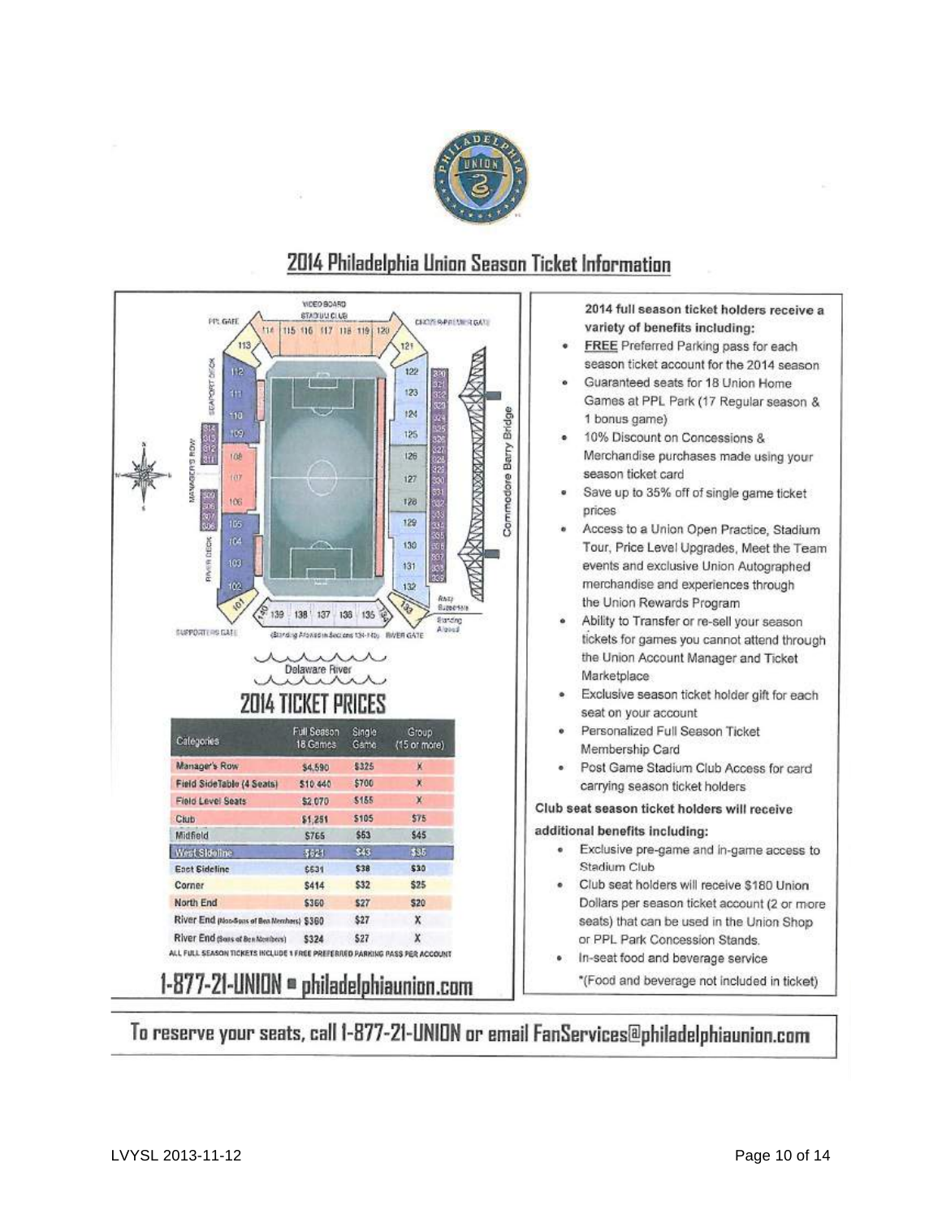## 2014 Philadelphia Union Season Ticket Information

VIDEO BOARD
STADIUM CLUB
PPL GATE
CHOOSEPREMIER GATE
114 115 116 117 118 119 120
113 121
SEAPORT DECK
MANAGER'S ROW
RIVER DECK
Commodore Barry Bridge
Away Supporters
Standing Allowed
139 138 137 136 135
SUPPORTERS GATE
(Standing Allowed in Sections 134-140)
RIVER GATE
Delaware River

## 2014 TICKET PRICES

| Categories | Full Season 18 Games | Single Game | Group (15 or more) |
|---|---|---|---|
| Manager's Row | $4,590 | $325 | X |
| Field SideTable (4 Seats) | $10,440 | $700 | X |
| Field Level Seats | $2,070 | $155 | X |
| Club | $1,251 | $105 | $75 |
| Midfield | $765 | $63 | $45 |
| West Sideline | $621 | $43 | $35 |
| East Sideline | $531 | $38 | $30 |
| Corner | $414 | $32 | $25 |
| North End | $360 | $27 | $20 |
| River End (Non-Sons of Ben Members) | $360 | $27 | X |
| River End (Sons of Ben Members) | $324 | $27 | X |

ALL FULL SEASON TICKETS INCLUDE 1 FREE PREFERRED PARKING PASS PER ACCOUNT

**1-877-21-UNION ■ philadelphiaunion.com**

**2014 full season ticket holders receive a variety of benefits including:**

- FREE Preferred Parking pass for each season ticket account for the 2014 season
- Guaranteed seats for 18 Union Home Games at PPL Park (17 Regular season & 1 bonus game)
- 10% Discount on Concessions & Merchandise purchases made using your season ticket card
- Save up to 35% off of single game ticket prices
- Access to a Union Open Practice, Stadium Tour, Price Level Upgrades, Meet the Team events and exclusive Union Autographed merchandise and experiences through the Union Rewards Program
- Ability to Transfer or re-sell your season tickets for games you cannot attend through the Union Account Manager and Ticket Marketplace
- Exclusive season ticket holder gift for each seat on your account
- Personalized Full Season Ticket Membership Card
- Post Game Stadium Club Access for card carrying season ticket holders

**Club seat season ticket holders will receive additional benefits including:**

- Exclusive pre-game and in-game access to Stadium Club
- Club seat holders will receive $180 Union Dollars per season ticket account (2 or more seats) that can be used in the Union Shop or PPL Park Concession Stands.
- In-seat food and beverage service

*(Food and beverage not included in ticket)

**To reserve your seats, call 1-877-21-UNION or email FanServices@philadelphiaunion.com**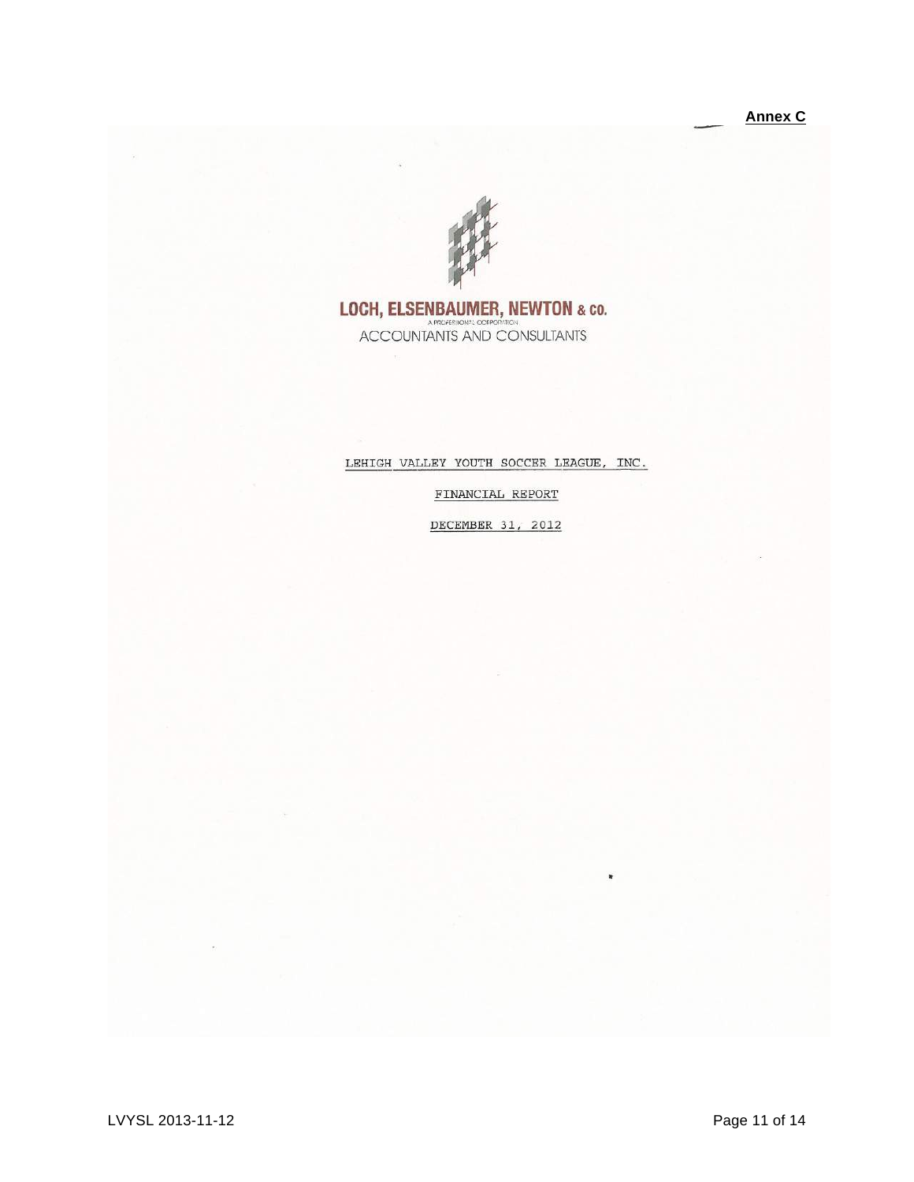**Annex C**

LOCH, ELSENBAUMER, NEWTON & CO.

A PROFESSIONAL CORPORATION

ACCOUNTANTS AND CONSULTANTS

LEHIGH VALLEY YOUTH SOCCER LEAGUE, INC.

FINANCIAL REPORT

DECEMBER 31, 2012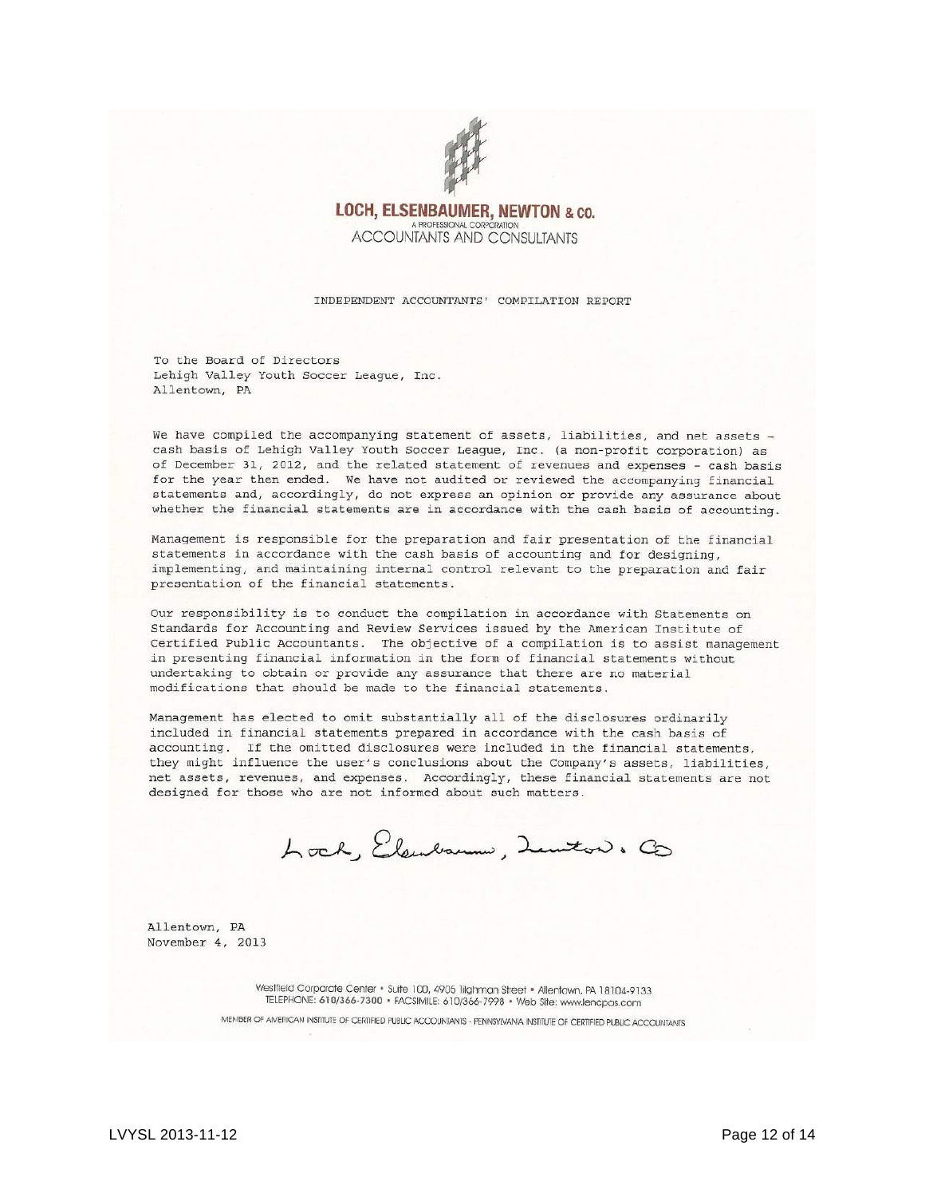**LOCH, ELSENBAUMER, NEWTON & CO.**
A PROFESSIONAL CORPORATION
ACCOUNTANTS AND CONSULTANTS

INDEPENDENT ACCOUNTANTS' COMPILATION REPORT

To the Board of Directors
Lehigh Valley Youth Soccer League, Inc.
Allentown, PA

We have compiled the accompanying statement of assets, liabilities, and net assets - cash basis of Lehigh Valley Youth Soccer League, Inc. (a non-profit corporation) as of December 31, 2012, and the related statement of revenues and expenses - cash basis for the year then ended. We have not audited or reviewed the accompanying financial statements and, accordingly, do not express an opinion or provide any assurance about whether the financial statements are in accordance with the cash basis of accounting.

Management is responsible for the preparation and fair presentation of the financial statements in accordance with the cash basis of accounting and for designing, implementing, and maintaining internal control relevant to the preparation and fair presentation of the financial statements.

Our responsibility is to conduct the compilation in accordance with Statements on Standards for Accounting and Review Services issued by the American Institute of Certified Public Accountants. The objective of a compilation is to assist management in presenting financial information in the form of financial statements without undertaking to obtain or provide any assurance that there are no material modifications that should be made to the financial statements.

Management has elected to omit substantially all of the disclosures ordinarily included in financial statements prepared in accordance with the cash basis of accounting. If the omitted disclosures were included in the financial statements, they might influence the user's conclusions about the Company's assets, liabilities, net assets, revenues, and expenses. Accordingly, these financial statements are not designed for those who are not informed about such matters.

Loch, Elsenbaumer, Newton & Co

Allentown, PA
November 4, 2013

Westfield Corporate Center • Suite 100, 4905 Tilghman Street • Allentown, PA 18104-9133
TELEPHONE: 610/366-7300 • FACSIMILE: 610/366-7998 • Web Site: www.lenepas.com

MEMBER OF AMERICAN INSTITUTE OF CERTIFIED PUBLIC ACCOUNTANTS - PENNSYLVANIA INSTITUTE OF CERTIFIED PUBLIC ACCOUNTANTS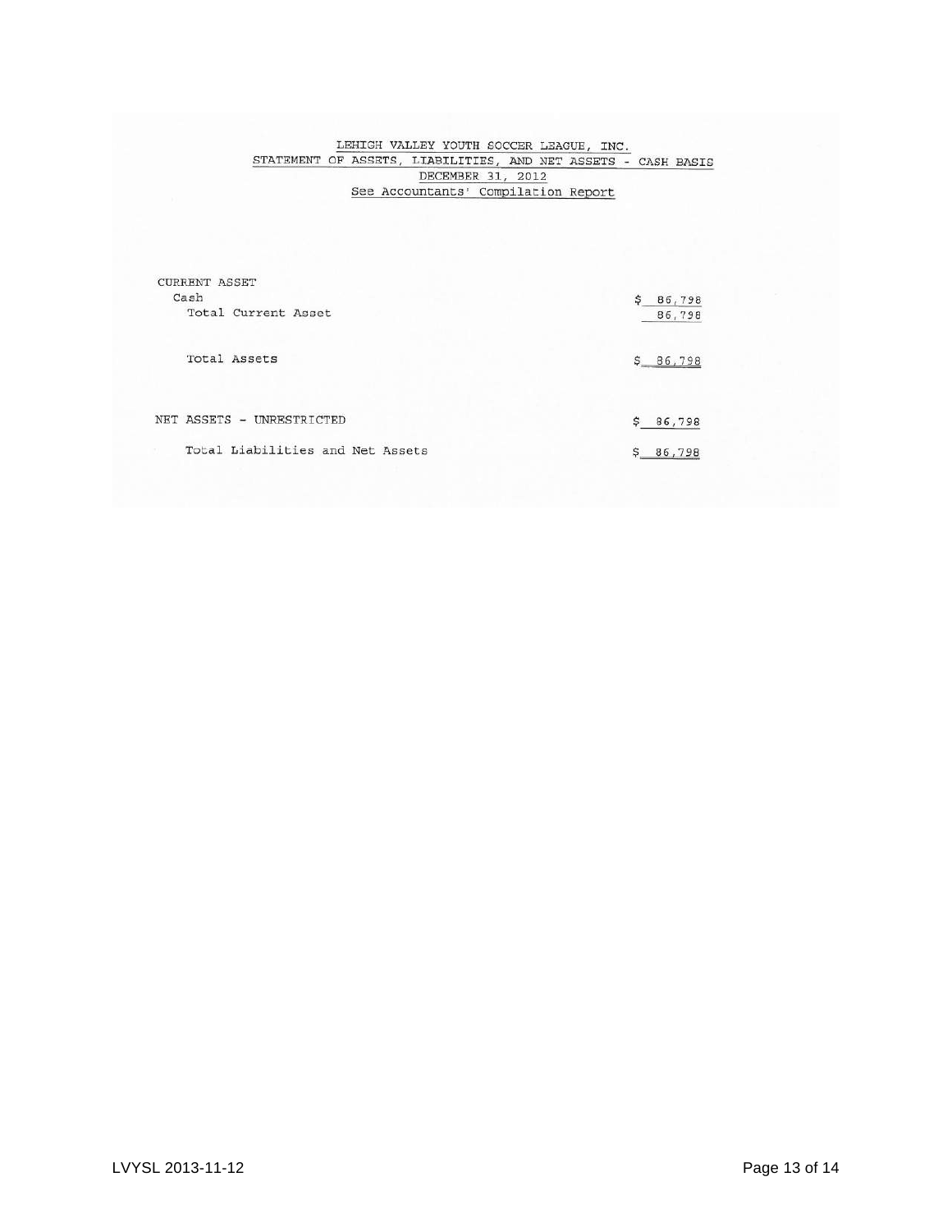# LEHIGH VALLEY YOUTH SOCCER LEAGUE, INC.

## STATEMENT OF ASSETS, LIABILITIES, AND NET ASSETS - CASH BASIS

### DECEMBER 31, 2012

See Accountants' Compilation Report

| | |
|---|---|
| CURRENT ASSET | |
| Cash | $ 86,798 |
| Total Current Asset | 86,798 |
| | |
| Total Assets | $ 86,798 |
| | |
| NET ASSETS - UNRESTRICTED | $ 86,798 |
| | |
| Total Liabilities and Net Assets | $ 86,798 |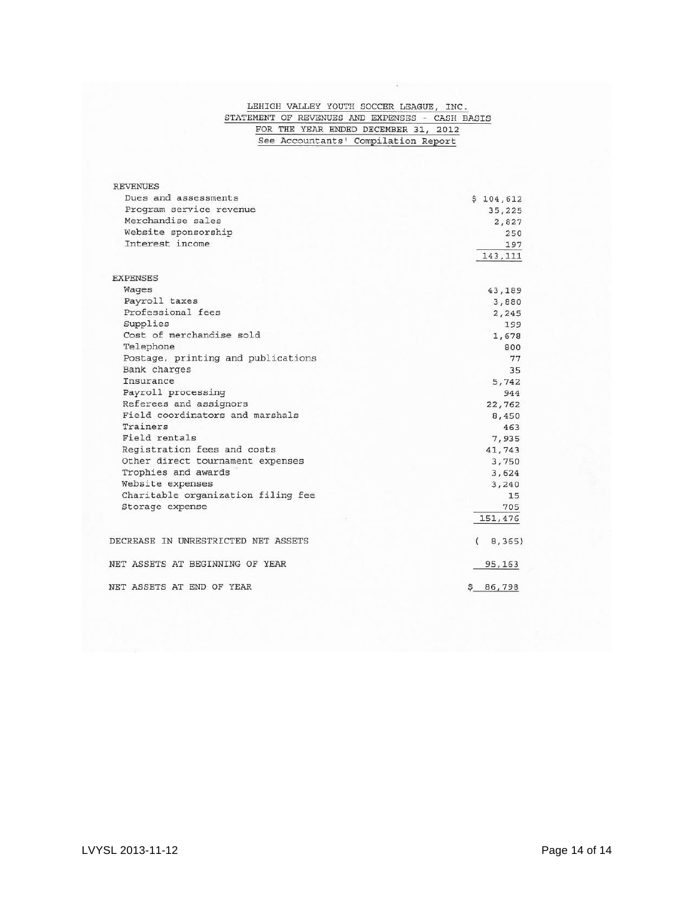LEHIGH VALLEY YOUTH SOCCER LEAGUE, INC.
STATEMENT OF REVENUES AND EXPENSES - CASH BASIS
FOR THE YEAR ENDED DECEMBER 31, 2012
See Accountants' Compilation Report

| | |
|---|---|
| **REVENUES** | |
| Dues and assessments | $ 104,612 |
| Program service revenue | 35,225 |
| Merchandise sales | 2,827 |
| Website sponsorship | 250 |
| Interest income | 197 |
| | 143,111 |
| **EXPENSES** | |
| Wages | 43,189 |
| Payroll taxes | 3,880 |
| Professional fees | 2,245 |
| Supplies | 199 |
| Cost of merchandise sold | 1,678 |
| Telephone | 800 |
| Postage, printing and publications | 77 |
| Bank charges | 35 |
| Insurance | 5,742 |
| Payroll processing | 944 |
| Referees and assignors | 22,762 |
| Field coordinators and marshals | 8,450 |
| Trainers | 463 |
| Field rentals | 7,935 |
| Registration fees and costs | 41,743 |
| Other direct tournament expenses | 3,750 |
| Trophies and awards | 3,624 |
| Website expenses | 3,240 |
| Charitable organization filing fee | 15 |
| Storage expense | 705 |
| | 151,476 |
| DECREASE IN UNRESTRICTED NET ASSETS | ( 8,365) |
| NET ASSETS AT BEGINNING OF YEAR | 95,163 |
| NET ASSETS AT END OF YEAR | $ 86,798 |